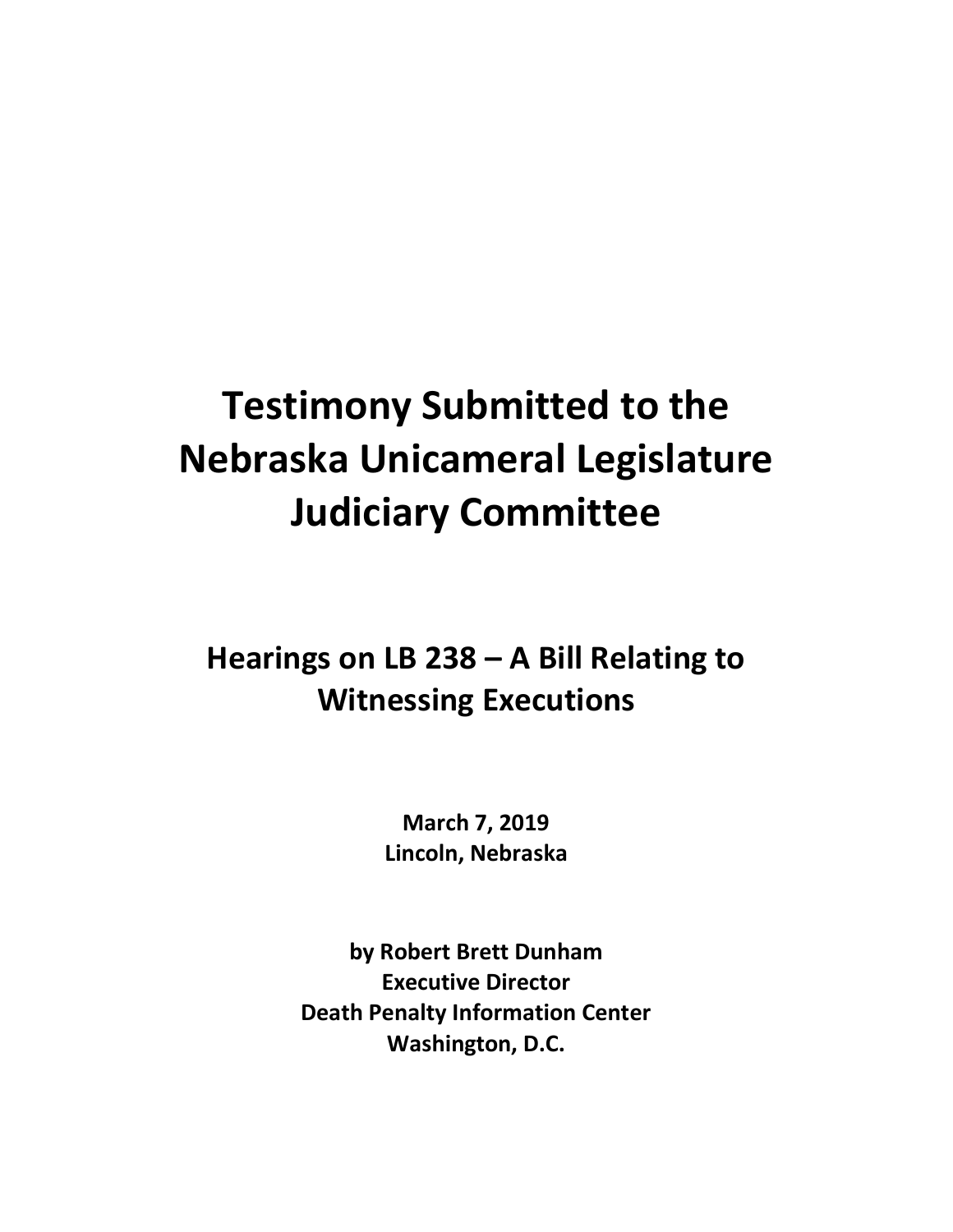# Testimony Submitted to the Nebraska Unicameral Legislature Judiciary Committee

## Hearings on LB 238 – A Bill Relating to Witnessing Executions

**March 7, 2019**
**Lincoln, Nebraska**

**by Robert Brett Dunham**
**Executive Director**
**Death Penalty Information Center**
**Washington, D.C.**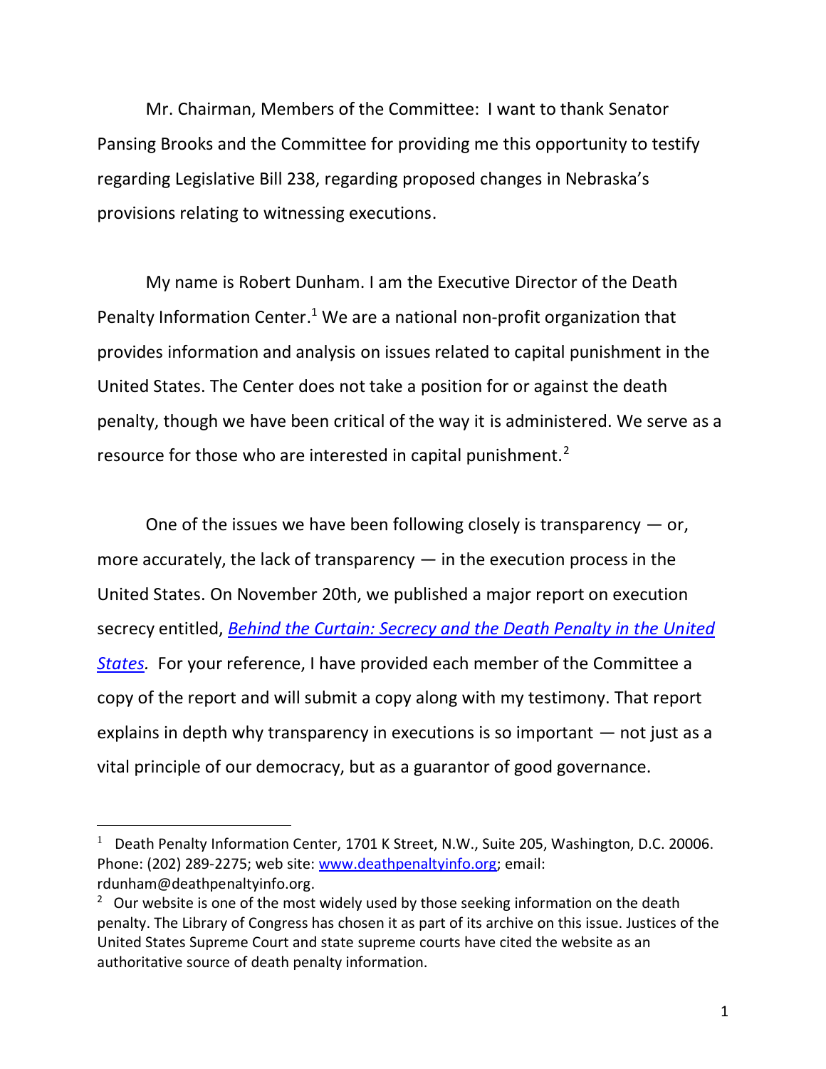Mr. Chairman, Members of the Committee: I want to thank Senator Pansing Brooks and the Committee for providing me this opportunity to testify regarding Legislative Bill 238, regarding proposed changes in Nebraska's provisions relating to witnessing executions.

My name is Robert Dunham. I am the Executive Director of the Death Penalty Information Center.[1] We are a national non-profit organization that provides information and analysis on issues related to capital punishment in the United States. The Center does not take a position for or against the death penalty, though we have been critical of the way it is administered. We serve as a resource for those who are interested in capital punishment.[2]

One of the issues we have been following closely is transparency — or, more accurately, the lack of transparency — in the execution process in the United States. On November 20th, we published a major report on execution secrecy entitled, *Behind the Curtain: Secrecy and the Death Penalty in the United States*. For your reference, I have provided each member of the Committee a copy of the report and will submit a copy along with my testimony. That report explains in depth why transparency in executions is so important — not just as a vital principle of our democracy, but as a guarantor of good governance.

---

[1] Death Penalty Information Center, 1701 K Street, N.W., Suite 205, Washington, D.C. 20006. Phone: (202) 289-2275; web site: www.deathpenaltyinfo.org; email: rdunham@deathpenaltyinfo.org.

[2] Our website is one of the most widely used by those seeking information on the death penalty. The Library of Congress has chosen it as part of its archive on this issue. Justices of the United States Supreme Court and state supreme courts have cited the website as an authoritative source of death penalty information.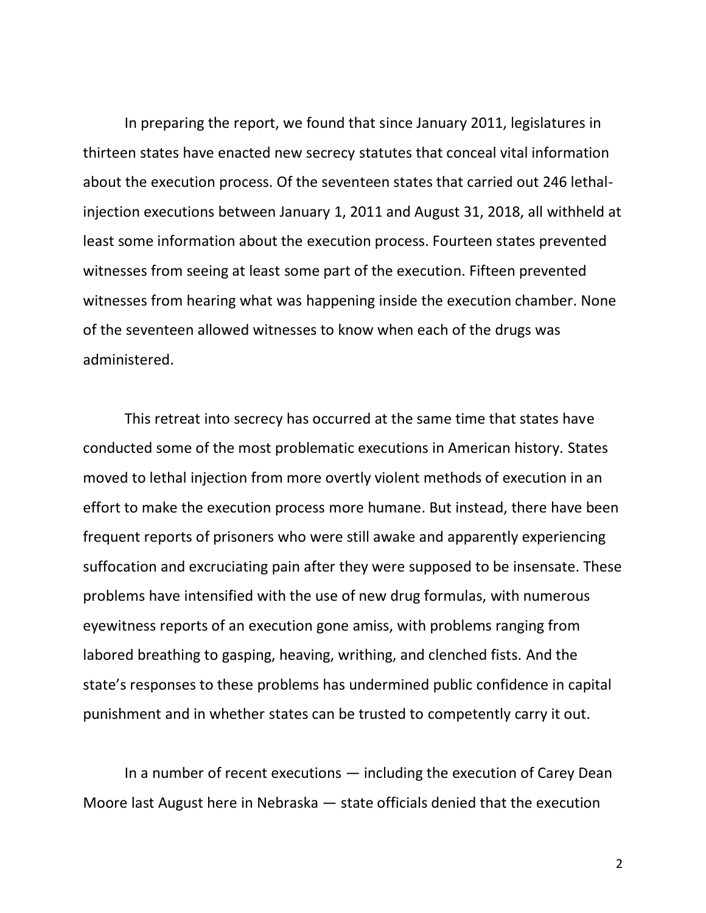In preparing the report, we found that since January 2011, legislatures in thirteen states have enacted new secrecy statutes that conceal vital information about the execution process. Of the seventeen states that carried out 246 lethal-injection executions between January 1, 2011 and August 31, 2018, all withheld at least some information about the execution process. Fourteen states prevented witnesses from seeing at least some part of the execution. Fifteen prevented witnesses from hearing what was happening inside the execution chamber. None of the seventeen allowed witnesses to know when each of the drugs was administered.

This retreat into secrecy has occurred at the same time that states have conducted some of the most problematic executions in American history. States moved to lethal injection from more overtly violent methods of execution in an effort to make the execution process more humane. But instead, there have been frequent reports of prisoners who were still awake and apparently experiencing suffocation and excruciating pain after they were supposed to be insensate. These problems have intensified with the use of new drug formulas, with numerous eyewitness reports of an execution gone amiss, with problems ranging from labored breathing to gasping, heaving, writhing, and clenched fists. And the state's responses to these problems has undermined public confidence in capital punishment and in whether states can be trusted to competently carry it out.

In a number of recent executions — including the execution of Carey Dean Moore last August here in Nebraska — state officials denied that the execution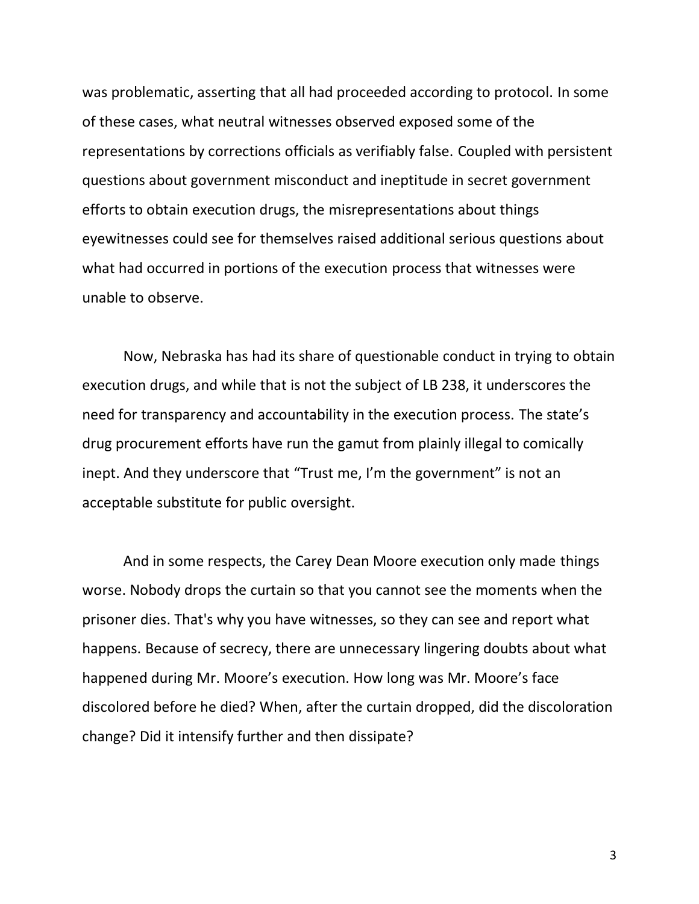was problematic, asserting that all had proceeded according to protocol. In some of these cases, what neutral witnesses observed exposed some of the representations by corrections officials as verifiably false. Coupled with persistent questions about government misconduct and ineptitude in secret government efforts to obtain execution drugs, the misrepresentations about things eyewitnesses could see for themselves raised additional serious questions about what had occurred in portions of the execution process that witnesses were unable to observe.

Now, Nebraska has had its share of questionable conduct in trying to obtain execution drugs, and while that is not the subject of LB 238, it underscores the need for transparency and accountability in the execution process. The state's drug procurement efforts have run the gamut from plainly illegal to comically inept. And they underscore that "Trust me, I'm the government" is not an acceptable substitute for public oversight.

And in some respects, the Carey Dean Moore execution only made things worse. Nobody drops the curtain so that you cannot see the moments when the prisoner dies. That's why you have witnesses, so they can see and report what happens. Because of secrecy, there are unnecessary lingering doubts about what happened during Mr. Moore's execution. How long was Mr. Moore's face discolored before he died? When, after the curtain dropped, did the discoloration change? Did it intensify further and then dissipate?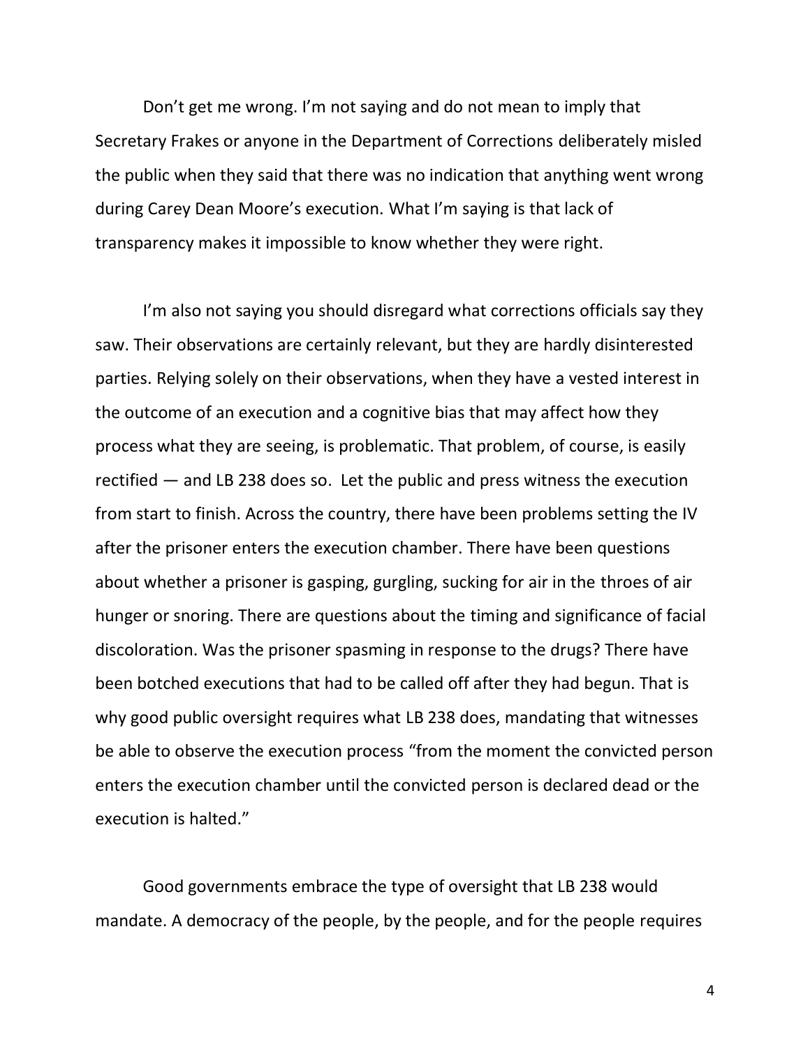Don't get me wrong. I'm not saying and do not mean to imply that Secretary Frakes or anyone in the Department of Corrections deliberately misled the public when they said that there was no indication that anything went wrong during Carey Dean Moore's execution. What I'm saying is that lack of transparency makes it impossible to know whether they were right.

I'm also not saying you should disregard what corrections officials say they saw. Their observations are certainly relevant, but they are hardly disinterested parties. Relying solely on their observations, when they have a vested interest in the outcome of an execution and a cognitive bias that may affect how they process what they are seeing, is problematic. That problem, of course, is easily rectified — and LB 238 does so. Let the public and press witness the execution from start to finish. Across the country, there have been problems setting the IV after the prisoner enters the execution chamber. There have been questions about whether a prisoner is gasping, gurgling, sucking for air in the throes of air hunger or snoring. There are questions about the timing and significance of facial discoloration. Was the prisoner spasming in response to the drugs? There have been botched executions that had to be called off after they had begun. That is why good public oversight requires what LB 238 does, mandating that witnesses be able to observe the execution process "from the moment the convicted person enters the execution chamber until the convicted person is declared dead or the execution is halted."

Good governments embrace the type of oversight that LB 238 would mandate. A democracy of the people, by the people, and for the people requires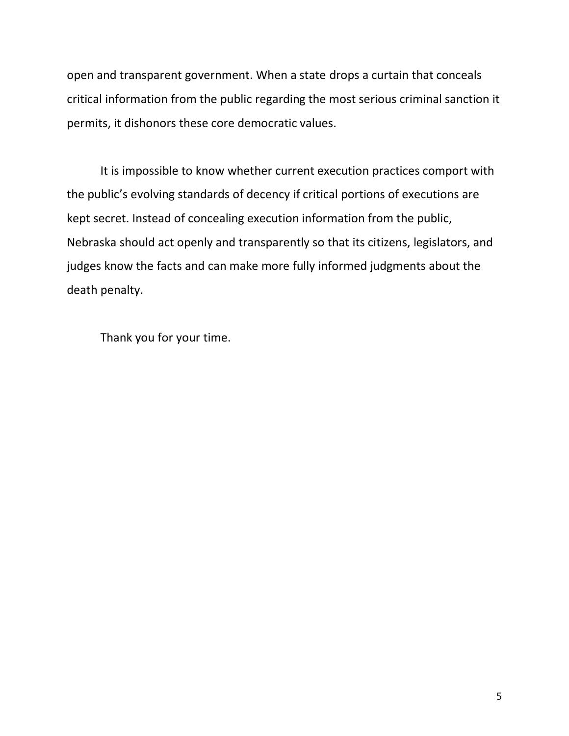open and transparent government. When a state drops a curtain that conceals critical information from the public regarding the most serious criminal sanction it permits, it dishonors these core democratic values.

It is impossible to know whether current execution practices comport with the public's evolving standards of decency if critical portions of executions are kept secret. Instead of concealing execution information from the public, Nebraska should act openly and transparently so that its citizens, legislators, and judges know the facts and can make more fully informed judgments about the death penalty.

Thank you for your time.